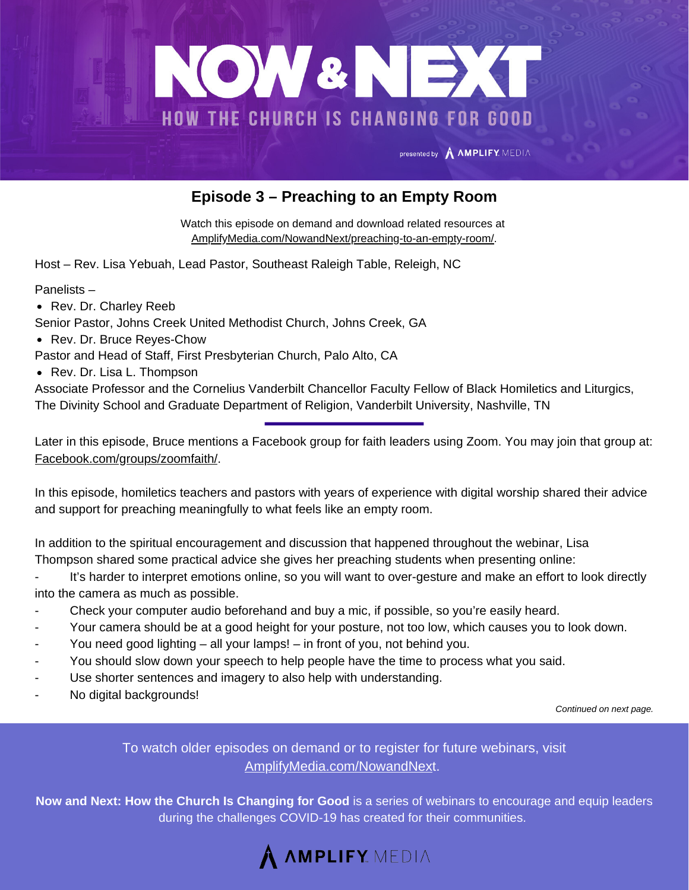# NOW & NEXT

## HOW THE CHURCH IS CHANGING FOR GOOD

presented by AMPLIFY MEDIA

## Episode 3 – Preaching to an Empty Room

Watch this episode on demand and download related resources at AmplifyMedia.com/NowandNext/preaching-to-an-empty-room/.

Host – Rev. Lisa Yebuah, Lead Pastor, Southeast Raleigh Table, Releigh, NC

Panelists –

- Rev. Dr. Charley Reeb

Senior Pastor, Johns Creek United Methodist Church, Johns Creek, GA

- Rev. Dr. Bruce Reyes-Chow

Pastor and Head of Staff, First Presbyterian Church, Palo Alto, CA

- Rev. Dr. Lisa L. Thompson

Associate Professor and the Cornelius Vanderbilt Chancellor Faculty Fellow of Black Homiletics and Liturgics, The Divinity School and Graduate Department of Religion, Vanderbilt University, Nashville, TN

---

Later in this episode, Bruce mentions a Facebook group for faith leaders using Zoom. You may join that group at: Facebook.com/groups/zoomfaith/.

In this episode, homiletics teachers and pastors with years of experience with digital worship shared their advice and support for preaching meaningfully to what feels like an empty room.

In addition to the spiritual encouragement and discussion that happened throughout the webinar, Lisa Thompson shared some practical advice she gives her preaching students when presenting online:

- It's harder to interpret emotions online, so you will want to over-gesture and make an effort to look directly into the camera as much as possible.
- Check your computer audio beforehand and buy a mic, if possible, so you're easily heard.
- Your camera should be at a good height for your posture, not too low, which causes you to look down.
- You need good lighting – all your lamps! – in front of you, not behind you.
- You should slow down your speech to help people have the time to process what you said.
- Use shorter sentences and imagery to also help with understanding.
- No digital backgrounds!

*Continued on next page.*

To watch older episodes on demand or to register for future webinars, visit AmplifyMedia.com/NowandNext.

**Now and Next: How the Church Is Changing for Good** is a series of webinars to encourage and equip leaders during the challenges COVID-19 has created for their communities.

AMPLIFY MEDIA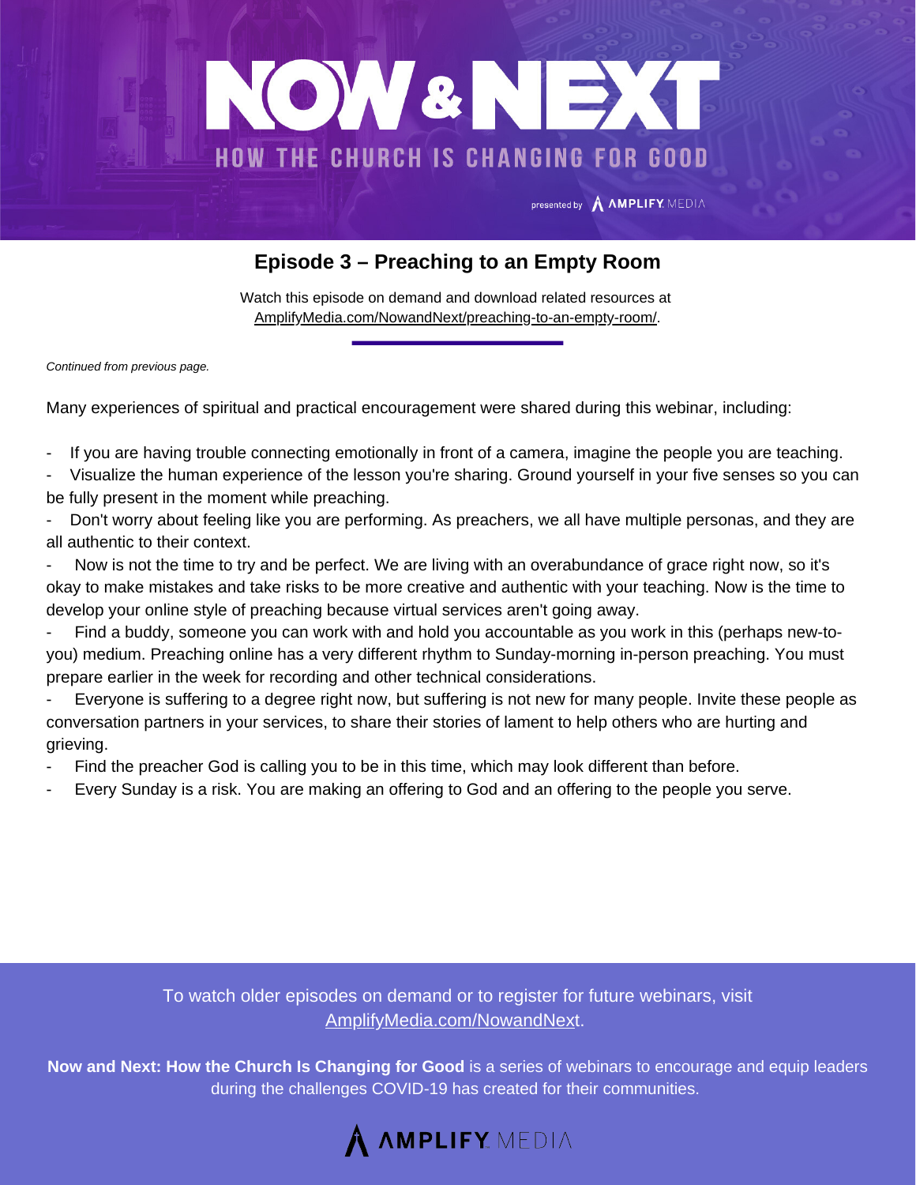# NOW & NEXT

## HOW THE CHURCH IS CHANGING FOR GOOD

presented by AMPLIFY MEDIA

## Episode 3 – Preaching to an Empty Room

Watch this episode on demand and download related resources at AmplifyMedia.com/NowandNext/preaching-to-an-empty-room/.

*Continued from previous page.*

Many experiences of spiritual and practical encouragement were shared during this webinar, including:

- If you are having trouble connecting emotionally in front of a camera, imagine the people you are teaching.
- Visualize the human experience of the lesson you're sharing. Ground yourself in your five senses so you can be fully present in the moment while preaching.
- Don't worry about feeling like you are performing. As preachers, we all have multiple personas, and they are all authentic to their context.
- Now is not the time to try and be perfect. We are living with an overabundance of grace right now, so it's okay to make mistakes and take risks to be more creative and authentic with your teaching. Now is the time to develop your online style of preaching because virtual services aren't going away.
- Find a buddy, someone you can work with and hold you accountable as you work in this (perhaps new-to-you) medium. Preaching online has a very different rhythm to Sunday-morning in-person preaching. You must prepare earlier in the week for recording and other technical considerations.
- Everyone is suffering to a degree right now, but suffering is not new for many people. Invite these people as conversation partners in your services, to share their stories of lament to help others who are hurting and grieving.
- Find the preacher God is calling you to be in this time, which may look different than before.
- Every Sunday is a risk. You are making an offering to God and an offering to the people you serve.

To watch older episodes on demand or to register for future webinars, visit AmplifyMedia.com/NowandNext.

**Now and Next: How the Church Is Changing for Good** is a series of webinars to encourage and equip leaders during the challenges COVID-19 has created for their communities.

AMPLIFY MEDIA